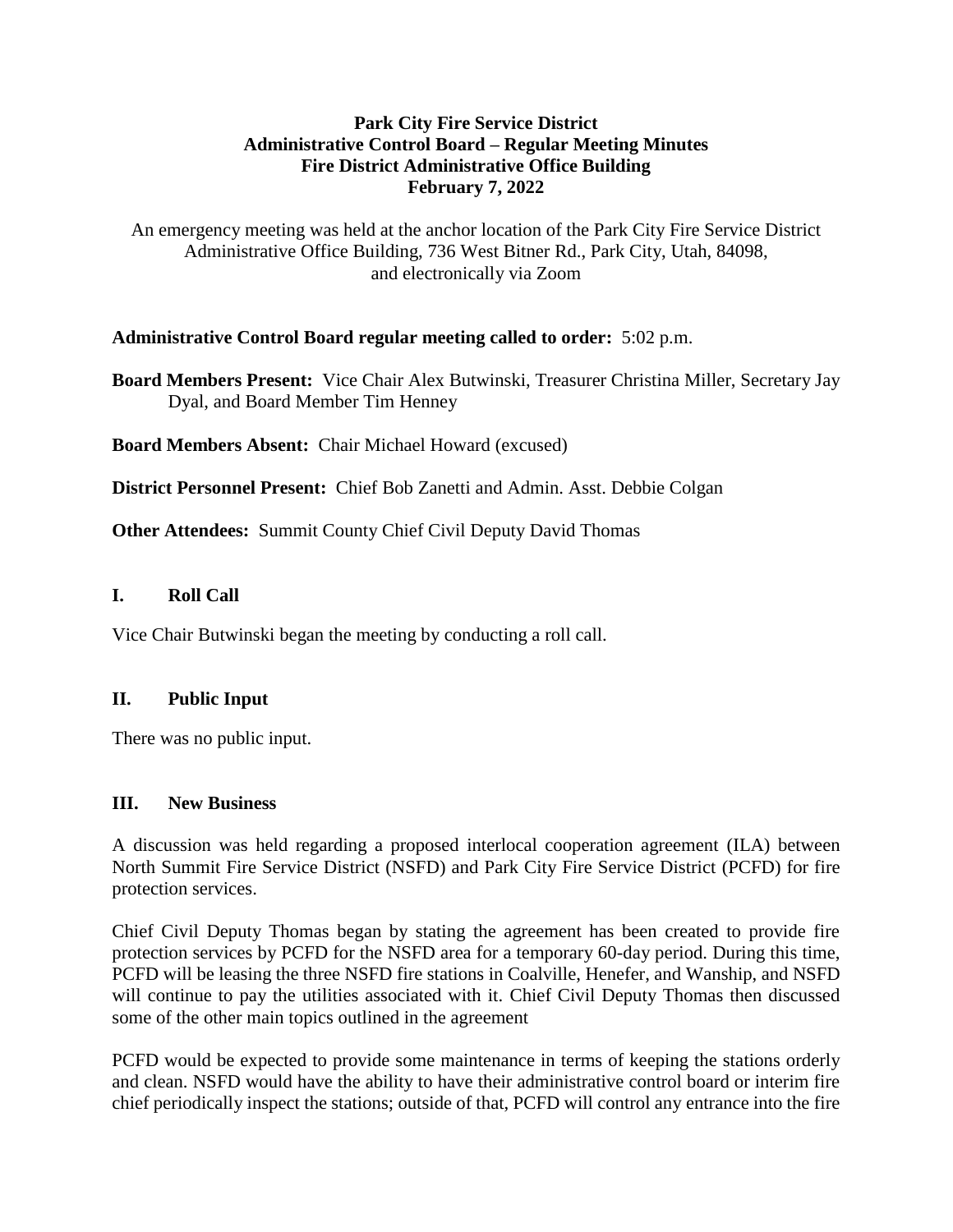**Park City Fire Service District**
**Administrative Control Board – Regular Meeting Minutes**
**Fire District Administrative Office Building**
**February 7, 2022**

An emergency meeting was held at the anchor location of the Park City Fire Service District Administrative Office Building, 736 West Bitner Rd., Park City, Utah, 84098, and electronically via Zoom

**Administrative Control Board regular meeting called to order:** 5:02 p.m.

**Board Members Present:** Vice Chair Alex Butwinski, Treasurer Christina Miller, Secretary Jay Dyal, and Board Member Tim Henney

**Board Members Absent:** Chair Michael Howard (excused)

**District Personnel Present:** Chief Bob Zanetti and Admin. Asst. Debbie Colgan

**Other Attendees:** Summit County Chief Civil Deputy David Thomas

## I. Roll Call

Vice Chair Butwinski began the meeting by conducting a roll call.

## II. Public Input

There was no public input.

## III. New Business

A discussion was held regarding a proposed interlocal cooperation agreement (ILA) between North Summit Fire Service District (NSFD) and Park City Fire Service District (PCFD) for fire protection services.

Chief Civil Deputy Thomas began by stating the agreement has been created to provide fire protection services by PCFD for the NSFD area for a temporary 60-day period. During this time, PCFD will be leasing the three NSFD fire stations in Coalville, Henefer, and Wanship, and NSFD will continue to pay the utilities associated with it. Chief Civil Deputy Thomas then discussed some of the other main topics outlined in the agreement

PCFD would be expected to provide some maintenance in terms of keeping the stations orderly and clean. NSFD would have the ability to have their administrative control board or interim fire chief periodically inspect the stations; outside of that, PCFD will control any entrance into the fire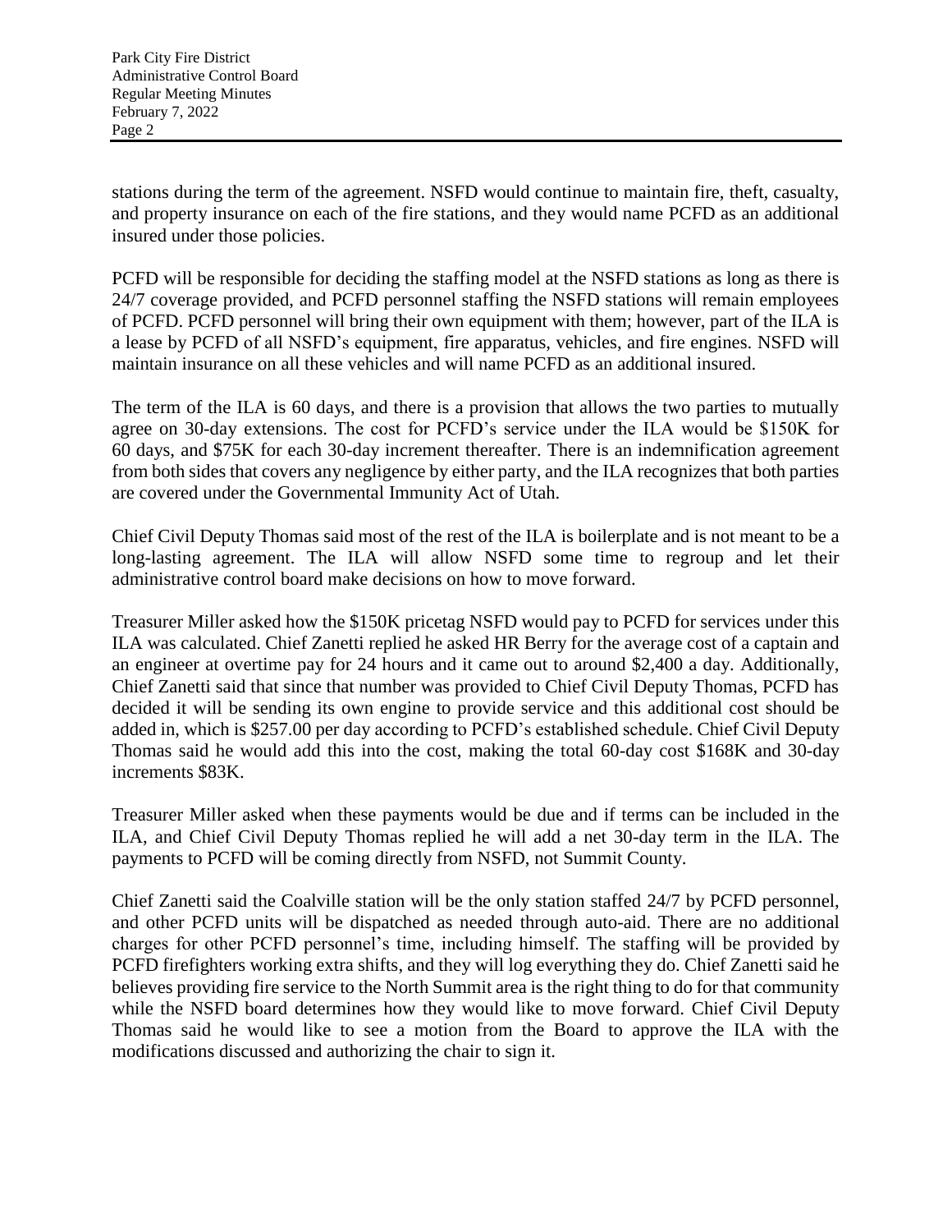stations during the term of the agreement. NSFD would continue to maintain fire, theft, casualty, and property insurance on each of the fire stations, and they would name PCFD as an additional insured under those policies.

PCFD will be responsible for deciding the staffing model at the NSFD stations as long as there is 24/7 coverage provided, and PCFD personnel staffing the NSFD stations will remain employees of PCFD. PCFD personnel will bring their own equipment with them; however, part of the ILA is a lease by PCFD of all NSFD's equipment, fire apparatus, vehicles, and fire engines. NSFD will maintain insurance on all these vehicles and will name PCFD as an additional insured.

The term of the ILA is 60 days, and there is a provision that allows the two parties to mutually agree on 30-day extensions. The cost for PCFD's service under the ILA would be $150K for 60 days, and $75K for each 30-day increment thereafter. There is an indemnification agreement from both sides that covers any negligence by either party, and the ILA recognizes that both parties are covered under the Governmental Immunity Act of Utah.

Chief Civil Deputy Thomas said most of the rest of the ILA is boilerplate and is not meant to be a long-lasting agreement. The ILA will allow NSFD some time to regroup and let their administrative control board make decisions on how to move forward.

Treasurer Miller asked how the $150K pricetag NSFD would pay to PCFD for services under this ILA was calculated. Chief Zanetti replied he asked HR Berry for the average cost of a captain and an engineer at overtime pay for 24 hours and it came out to around $2,400 a day. Additionally, Chief Zanetti said that since that number was provided to Chief Civil Deputy Thomas, PCFD has decided it will be sending its own engine to provide service and this additional cost should be added in, which is $257.00 per day according to PCFD's established schedule. Chief Civil Deputy Thomas said he would add this into the cost, making the total 60-day cost $168K and 30-day increments $83K.

Treasurer Miller asked when these payments would be due and if terms can be included in the ILA, and Chief Civil Deputy Thomas replied he will add a net 30-day term in the ILA. The payments to PCFD will be coming directly from NSFD, not Summit County.

Chief Zanetti said the Coalville station will be the only station staffed 24/7 by PCFD personnel, and other PCFD units will be dispatched as needed through auto-aid. There are no additional charges for other PCFD personnel's time, including himself. The staffing will be provided by PCFD firefighters working extra shifts, and they will log everything they do. Chief Zanetti said he believes providing fire service to the North Summit area is the right thing to do for that community while the NSFD board determines how they would like to move forward. Chief Civil Deputy Thomas said he would like to see a motion from the Board to approve the ILA with the modifications discussed and authorizing the chair to sign it.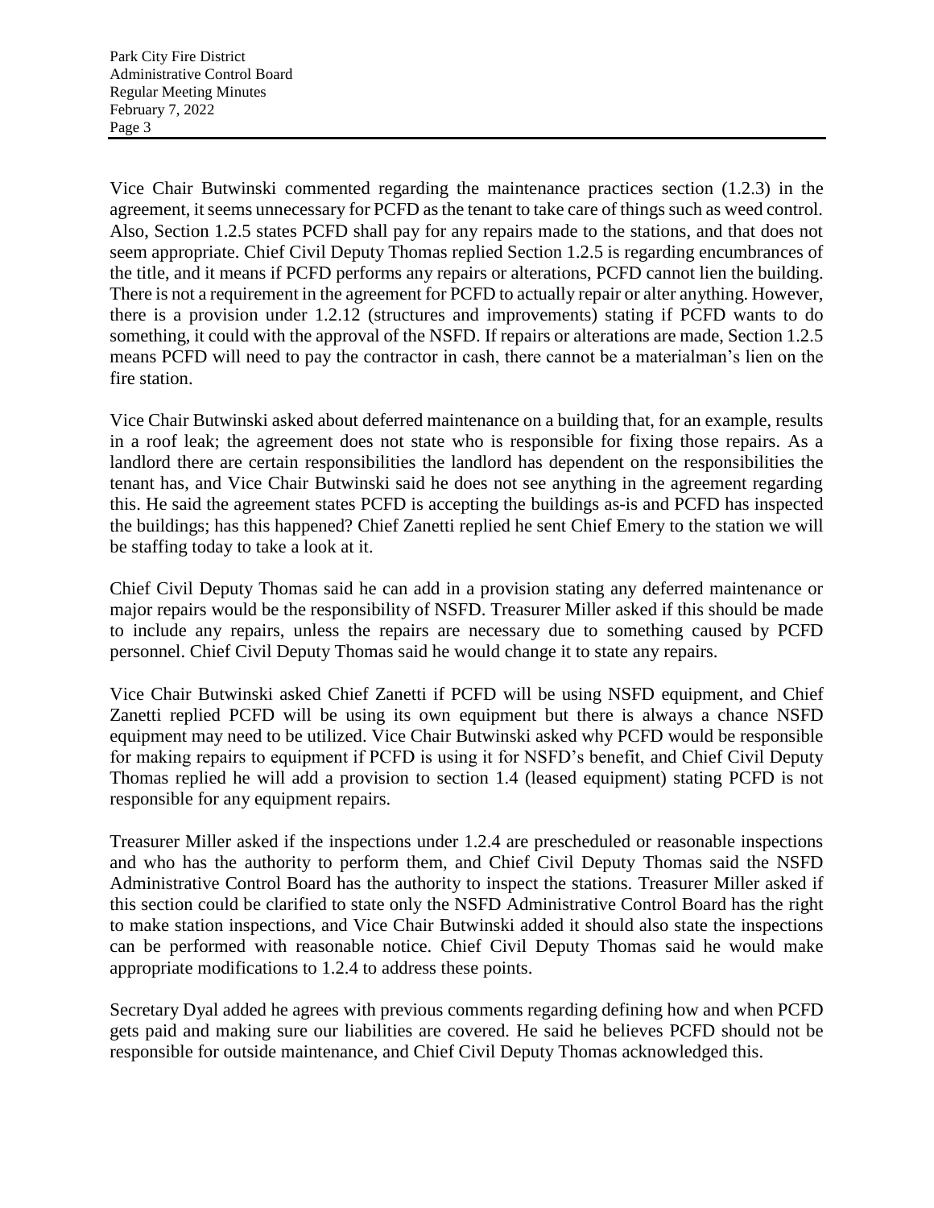Vice Chair Butwinski commented regarding the maintenance practices section (1.2.3) in the agreement, it seems unnecessary for PCFD as the tenant to take care of things such as weed control. Also, Section 1.2.5 states PCFD shall pay for any repairs made to the stations, and that does not seem appropriate. Chief Civil Deputy Thomas replied Section 1.2.5 is regarding encumbrances of the title, and it means if PCFD performs any repairs or alterations, PCFD cannot lien the building. There is not a requirement in the agreement for PCFD to actually repair or alter anything. However, there is a provision under 1.2.12 (structures and improvements) stating if PCFD wants to do something, it could with the approval of the NSFD. If repairs or alterations are made, Section 1.2.5 means PCFD will need to pay the contractor in cash, there cannot be a materialman's lien on the fire station.

Vice Chair Butwinski asked about deferred maintenance on a building that, for an example, results in a roof leak; the agreement does not state who is responsible for fixing those repairs. As a landlord there are certain responsibilities the landlord has dependent on the responsibilities the tenant has, and Vice Chair Butwinski said he does not see anything in the agreement regarding this. He said the agreement states PCFD is accepting the buildings as-is and PCFD has inspected the buildings; has this happened? Chief Zanetti replied he sent Chief Emery to the station we will be staffing today to take a look at it.

Chief Civil Deputy Thomas said he can add in a provision stating any deferred maintenance or major repairs would be the responsibility of NSFD. Treasurer Miller asked if this should be made to include any repairs, unless the repairs are necessary due to something caused by PCFD personnel. Chief Civil Deputy Thomas said he would change it to state any repairs.

Vice Chair Butwinski asked Chief Zanetti if PCFD will be using NSFD equipment, and Chief Zanetti replied PCFD will be using its own equipment but there is always a chance NSFD equipment may need to be utilized. Vice Chair Butwinski asked why PCFD would be responsible for making repairs to equipment if PCFD is using it for NSFD's benefit, and Chief Civil Deputy Thomas replied he will add a provision to section 1.4 (leased equipment) stating PCFD is not responsible for any equipment repairs.

Treasurer Miller asked if the inspections under 1.2.4 are prescheduled or reasonable inspections and who has the authority to perform them, and Chief Civil Deputy Thomas said the NSFD Administrative Control Board has the authority to inspect the stations. Treasurer Miller asked if this section could be clarified to state only the NSFD Administrative Control Board has the right to make station inspections, and Vice Chair Butwinski added it should also state the inspections can be performed with reasonable notice. Chief Civil Deputy Thomas said he would make appropriate modifications to 1.2.4 to address these points.

Secretary Dyal added he agrees with previous comments regarding defining how and when PCFD gets paid and making sure our liabilities are covered. He said he believes PCFD should not be responsible for outside maintenance, and Chief Civil Deputy Thomas acknowledged this.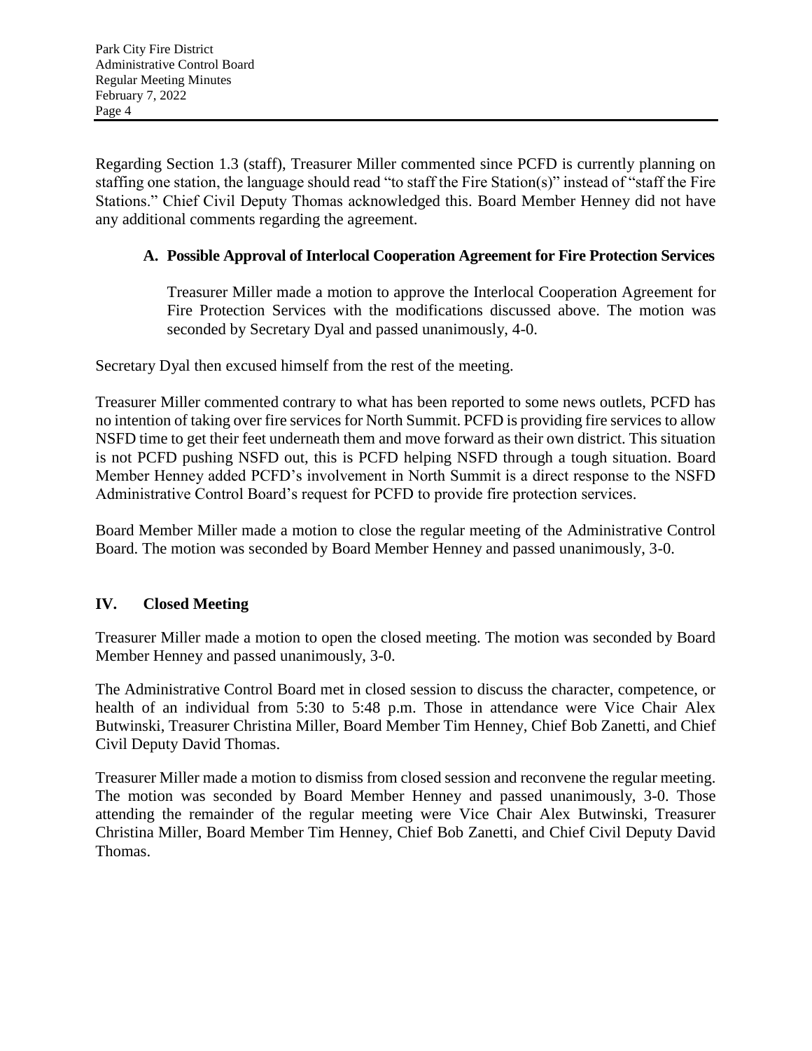Regarding Section 1.3 (staff), Treasurer Miller commented since PCFD is currently planning on staffing one station, the language should read "to staff the Fire Station(s)" instead of "staff the Fire Stations." Chief Civil Deputy Thomas acknowledged this. Board Member Henney did not have any additional comments regarding the agreement.

**A. Possible Approval of Interlocal Cooperation Agreement for Fire Protection Services**

Treasurer Miller made a motion to approve the Interlocal Cooperation Agreement for Fire Protection Services with the modifications discussed above. The motion was seconded by Secretary Dyal and passed unanimously, 4-0.

Secretary Dyal then excused himself from the rest of the meeting.

Treasurer Miller commented contrary to what has been reported to some news outlets, PCFD has no intention of taking over fire services for North Summit. PCFD is providing fire services to allow NSFD time to get their feet underneath them and move forward as their own district. This situation is not PCFD pushing NSFD out, this is PCFD helping NSFD through a tough situation. Board Member Henney added PCFD's involvement in North Summit is a direct response to the NSFD Administrative Control Board's request for PCFD to provide fire protection services.

Board Member Miller made a motion to close the regular meeting of the Administrative Control Board. The motion was seconded by Board Member Henney and passed unanimously, 3-0.

## IV. Closed Meeting

Treasurer Miller made a motion to open the closed meeting. The motion was seconded by Board Member Henney and passed unanimously, 3-0.

The Administrative Control Board met in closed session to discuss the character, competence, or health of an individual from 5:30 to 5:48 p.m. Those in attendance were Vice Chair Alex Butwinski, Treasurer Christina Miller, Board Member Tim Henney, Chief Bob Zanetti, and Chief Civil Deputy David Thomas.

Treasurer Miller made a motion to dismiss from closed session and reconvene the regular meeting. The motion was seconded by Board Member Henney and passed unanimously, 3-0. Those attending the remainder of the regular meeting were Vice Chair Alex Butwinski, Treasurer Christina Miller, Board Member Tim Henney, Chief Bob Zanetti, and Chief Civil Deputy David Thomas.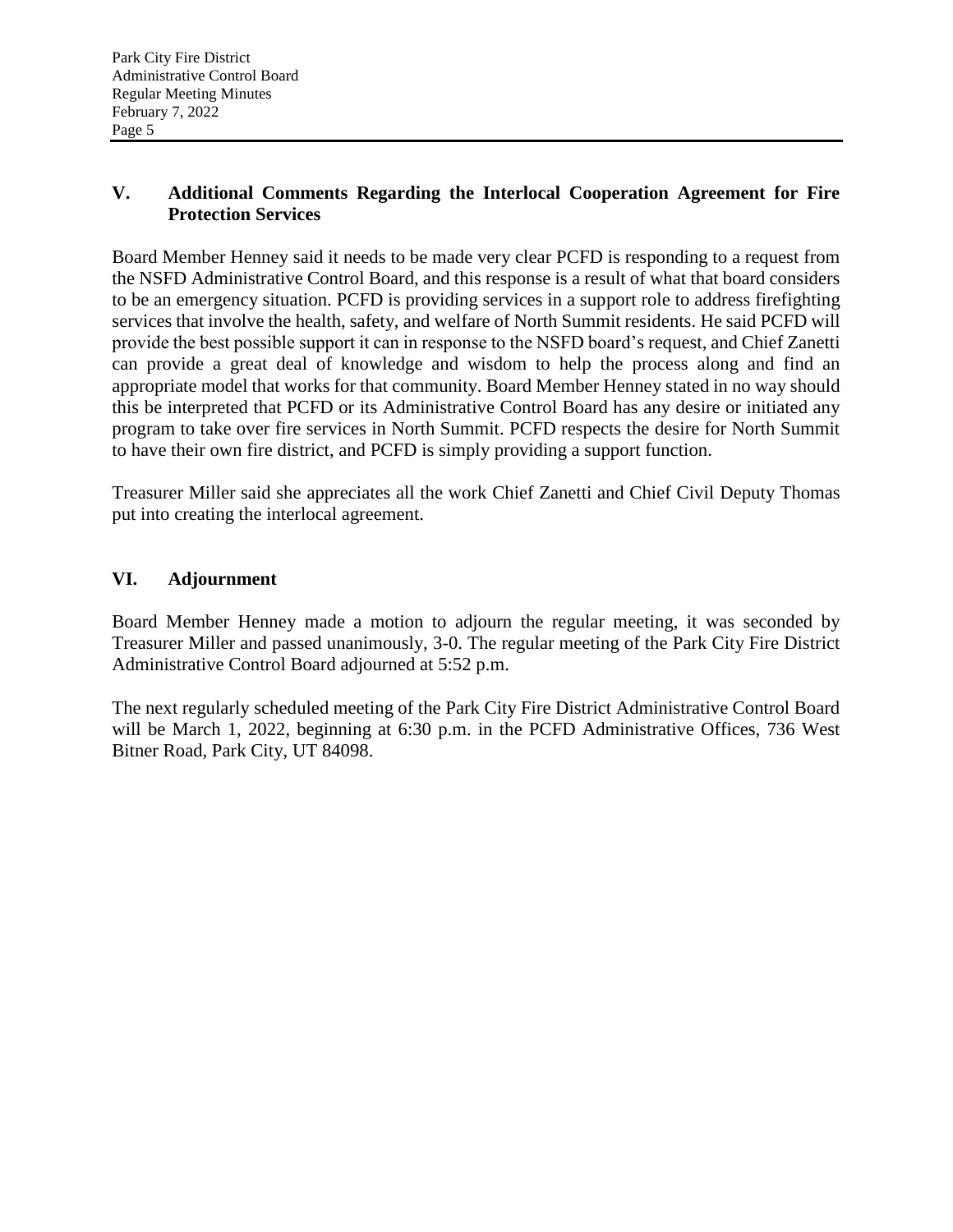## V. Additional Comments Regarding the Interlocal Cooperation Agreement for Fire Protection Services

Board Member Henney said it needs to be made very clear PCFD is responding to a request from the NSFD Administrative Control Board, and this response is a result of what that board considers to be an emergency situation. PCFD is providing services in a support role to address firefighting services that involve the health, safety, and welfare of North Summit residents. He said PCFD will provide the best possible support it can in response to the NSFD board's request, and Chief Zanetti can provide a great deal of knowledge and wisdom to help the process along and find an appropriate model that works for that community. Board Member Henney stated in no way should this be interpreted that PCFD or its Administrative Control Board has any desire or initiated any program to take over fire services in North Summit. PCFD respects the desire for North Summit to have their own fire district, and PCFD is simply providing a support function.

Treasurer Miller said she appreciates all the work Chief Zanetti and Chief Civil Deputy Thomas put into creating the interlocal agreement.

## VI. Adjournment

Board Member Henney made a motion to adjourn the regular meeting, it was seconded by Treasurer Miller and passed unanimously, 3-0. The regular meeting of the Park City Fire District Administrative Control Board adjourned at 5:52 p.m.

The next regularly scheduled meeting of the Park City Fire District Administrative Control Board will be March 1, 2022, beginning at 6:30 p.m. in the PCFD Administrative Offices, 736 West Bitner Road, Park City, UT 84098.